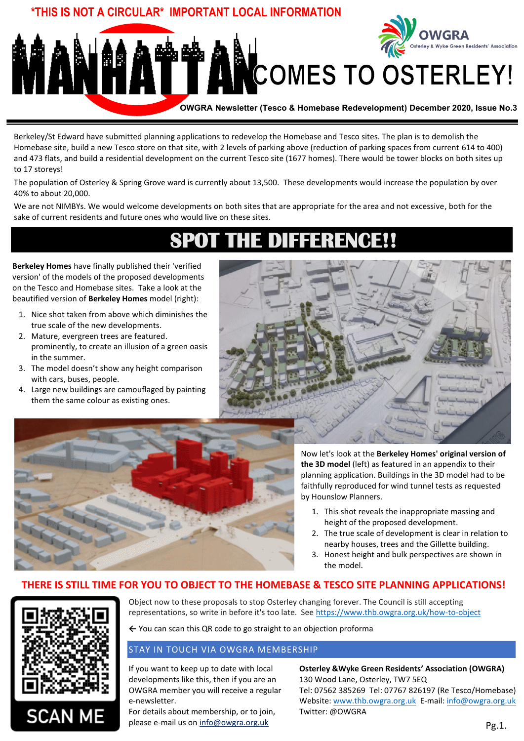*THIS IS NOT A CIRCULAR* IMPORTANT LOCAL INFORMATION

# MANHATTAN COMES TO OSTERLEY!

OWGRA Osterley & Wyke Green Residents' Association

**OWGRA Newsletter (Tesco & Homebase Redevelopment) December 2020, Issue No.3**

Berkeley/St Edward have submitted planning applications to redevelop the Homebase and Tesco sites. The plan is to demolish the Homebase site, build a new Tesco store on that site, with 2 levels of parking above (reduction of parking spaces from current 614 to 400) and 473 flats, and build a residential development on the current Tesco site (1677 homes). There would be tower blocks on both sites up to 17 storeys!

The population of Osterley & Spring Grove ward is currently about 13,500. These developments would increase the population by over 40% to about 20,000.

We are not NIMBYs. We would welcome developments on both sites that are appropriate for the area and not excessive, both for the sake of current residents and future ones who would live on these sites.

## SPOT THE DIFFERENCE!!

**Berkeley Homes** have finally published their 'verified version' of the models of the proposed developments on the Tesco and Homebase sites. Take a look at the beautified version of **Berkeley Homes** model (right):

1. Nice shot taken from above which diminishes the true scale of the new developments.
2. Mature, evergreen trees are featured, prominently, to create an illusion of a green oasis in the summer.
3. The model doesn't show any height comparison with cars, buses, people.
4. Large new buildings are camouflaged by painting them the same colour as existing ones.

Now let's look at the **Berkeley Homes' original version of the 3D model** (left) as featured in an appendix to their planning application. Buildings in the 3D model had to be faithfully reproduced for wind tunnel tests as requested by Hounslow Planners.

1. This shot reveals the inappropriate massing and height of the proposed development.
2. The true scale of development is clear in relation to nearby houses, trees and the Gillette building.
3. Honest height and bulk perspectives are shown in the model.

## THERE IS STILL TIME FOR YOU TO OBJECT TO THE HOMEBASE & TESCO SITE PLANNING APPLICATIONS!

Object now to these proposals to stop Osterley changing forever. The Council is still accepting representations, so write in before it's too late. See https://www.thb.owgra.org.uk/how-to-object

← You can scan this QR code to go straight to an objection proforma

SCAN ME

### STAY IN TOUCH VIA OWGRA MEMBERSHIP

If you want to keep up to date with local developments like this, then if you are an OWGRA member you will receive a regular e-newsletter.
For details about membership, or to join, please e-mail us on info@owgra.org.uk

**Osterley &Wyke Green Residents' Association (OWGRA)**
130 Wood Lane, Osterley, TW7 5EQ
Tel: 07562 385269 Tel: 07767 826197 (Re Tesco/Homebase)
Website: www.thb.owgra.org.uk E-mail: info@owgra.org.uk
Twitter: @OWGRA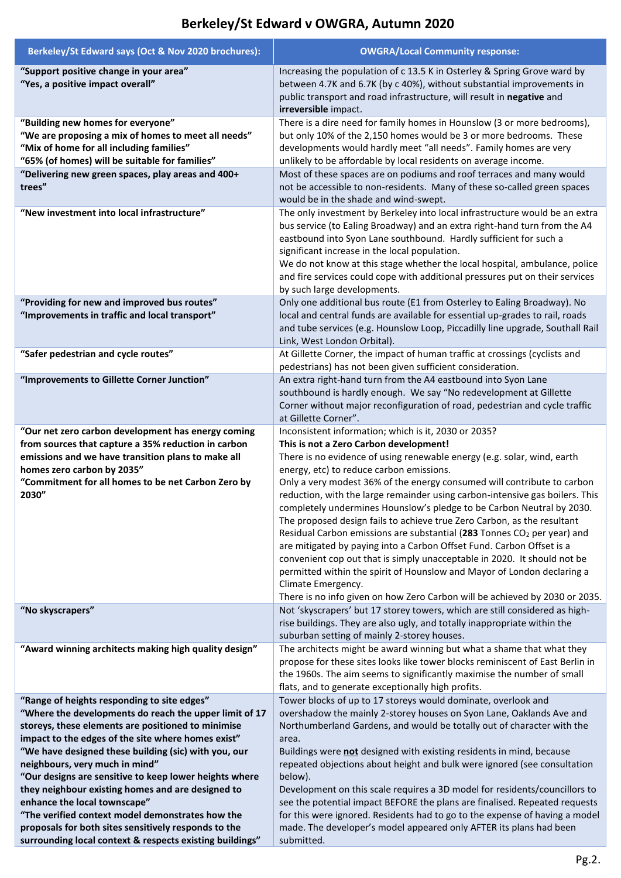# Berkeley/St Edward v OWGRA, Autumn 2020

| Berkeley/St Edward says (Oct & Nov 2020 brochures): | OWGRA/Local Community response: |
|---|---|
| **"Support positive change in your area"**<br>**"Yes, a positive impact overall"** | Increasing the population of c 13.5 K in Osterley & Spring Grove ward by between 4.7K and 6.7K (by c 40%), without substantial improvements in public transport and road infrastructure, will result in **negative** and **irreversible** impact. |
| **"Building new homes for everyone"**<br>**"We are proposing a mix of homes to meet all needs"**<br>**"Mix of home for all including families"**<br>**"65% (of homes) will be suitable for families"** | There is a dire need for family homes in Hounslow (3 or more bedrooms), but only 10% of the 2,150 homes would be 3 or more bedrooms. These developments would hardly meet "all needs". Family homes are very unlikely to be affordable by local residents on average income. |
| **"Delivering new green spaces, play areas and 400+ trees"** | Most of these spaces are on podiums and roof terraces and many would not be accessible to non-residents. Many of these so-called green spaces would be in the shade and wind-swept. |
| **"New investment into local infrastructure"** | The only investment by Berkeley into local infrastructure would be an extra bus service (to Ealing Broadway) and an extra right-hand turn from the A4 eastbound into Syon Lane southbound. Hardly sufficient for such a significant increase in the local population.<br>We do not know at this stage whether the local hospital, ambulance, police and fire services could cope with additional pressures put on their services by such large developments. |
| **"Providing for new and improved bus routes"**<br>**"Improvements in traffic and local transport"** | Only one additional bus route (E1 from Osterley to Ealing Broadway). No local and central funds are available for essential up-grades to rail, roads and tube services (e.g. Hounslow Loop, Piccadilly line upgrade, Southall Rail Link, West London Orbital). |
| **"Safer pedestrian and cycle routes"** | At Gillette Corner, the impact of human traffic at crossings (cyclists and pedestrians) has not been given sufficient consideration. |
| **"Improvements to Gillette Corner Junction"** | An extra right-hand turn from the A4 eastbound into Syon Lane southbound is hardly enough. We say "No redevelopment at Gillette Corner without major reconfiguration of road, pedestrian and cycle traffic at Gillette Corner". |
| **"Our net zero carbon development has energy coming from sources that capture a 35% reduction in carbon emissions and we have transition plans to make all homes zero carbon by 2035"**<br>**"Commitment for all homes to be net Carbon Zero by 2030"** | Inconsistent information; which is it, 2030 or 2035?<br>**This is not a Zero Carbon development!**<br>There is no evidence of using renewable energy (e.g. solar, wind, earth energy, etc) to reduce carbon emissions.<br>Only a very modest 36% of the energy consumed will contribute to carbon reduction, with the large remainder using carbon-intensive gas boilers. This completely undermines Hounslow's pledge to be Carbon Neutral by 2030.<br>The proposed design fails to achieve true Zero Carbon, as the resultant Residual Carbon emissions are substantial (**283** Tonnes $CO_2$ per year) and are mitigated by paying into a Carbon Offset Fund. Carbon Offset is a convenient cop out that is simply unacceptable in 2020. It should not be permitted within the spirit of Hounslow and Mayor of London declaring a Climate Emergency.<br>There is no info given on how Zero Carbon will be achieved by 2030 or 2035. |
| **"No skyscrapers"** | Not 'skyscrapers' but 17 storey towers, which are still considered as high-rise buildings. They are also ugly, and totally inappropriate within the suburban setting of mainly 2-storey houses. |
| **"Award winning architects making high quality design"** | The architects might be award winning but what a shame that what they propose for these sites looks like tower blocks reminiscent of East Berlin in the 1960s. The aim seems to significantly maximise the number of small flats, and to generate exceptionally high profits. |
| **"Range of heights responding to site edges"**<br>**"Where the developments do reach the upper limit of 17 storeys, these elements are positioned to minimise impact to the edges of the site where homes exist"**<br>**"We have designed these building (sic) with you, our neighbours, very much in mind"**<br>**"Our designs are sensitive to keep lower heights where they neighbour existing homes and are designed to enhance the local townscape"**<br>**"The verified context model demonstrates how the proposals for both sites sensitively responds to the surrounding local context & respects existing buildings"** | Tower blocks of up to 17 storeys would dominate, overlook and overshadow the mainly 2-storey houses on Syon Lane, Oaklands Ave and Northumberland Gardens, and would be totally out of character with the area.<br>Buildings were **<u>not</u>** designed with existing residents in mind, because repeated objections about height and bulk were ignored (see consultation below).<br>Development on this scale requires a 3D model for residents/councillors to see the potential impact BEFORE the plans are finalised. Repeated requests for this were ignored. Residents had to go to the expense of having a model made. The developer's model appeared only AFTER its plans had been submitted. |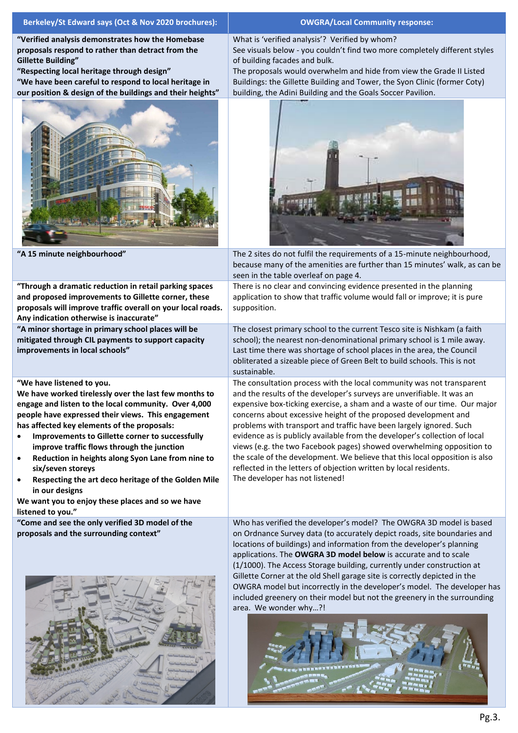| Berkeley/St Edward says (Oct & Nov 2020 brochures): | OWGRA/Local Community response: |
| --- | --- |
| **"Verified analysis demonstrates how the Homebase proposals respond to rather than detract from the Gillette Building"**<br>**"Respecting local heritage through design"**<br>**"We have been careful to respond to local heritage in our position & design of the buildings and their heights"** | What is 'verified analysis'? Verified by whom?<br>See visuals below - you couldn't find two more completely different styles of building facades and bulk.<br>The proposals would overwhelm and hide from view the Grade II Listed Buildings: the Gillette Building and Tower, the Syon Clinic (former Coty) building, the Adini Building and the Goals Soccer Pavilion. |
| | |
| **"A 15 minute neighbourhood"** | The 2 sites do not fulfil the requirements of a 15-minute neighbourhood, because many of the amenities are further than 15 minutes' walk, as can be seen in the table overleaf on page 4. |
| **"Through a dramatic reduction in retail parking spaces and proposed improvements to Gillette corner, these proposals will improve traffic overall on your local roads. Any indication otherwise is inaccurate"** | There is no clear and convincing evidence presented in the planning application to show that traffic volume would fall or improve; it is pure supposition. |
| **"A minor shortage in primary school places will be mitigated through CIL payments to support capacity improvements in local schools"** | The closest primary school to the current Tesco site is Nishkam (a faith school); the nearest non-denominational primary school is 1 mile away. Last time there was shortage of school places in the area, the Council obliterated a sizeable piece of Green Belt to build schools. This is not sustainable. |
| **"We have listened to you.**<br>**We have worked tirelessly over the last few months to engage and listen to the local community. Over 4,000 people have expressed their views. This engagement has affected key elements of the proposals:**<br>• **Improvements to Gillette corner to successfully improve traffic flows through the junction**<br>• **Reduction in heights along Syon Lane from nine to six/seven storeys**<br>• **Respecting the art deco heritage of the Golden Mile in our designs**<br>**We want you to enjoy these places and so we have listened to you."** | The consultation process with the local community was not transparent and the results of the developer's surveys are unverifiable. It was an expensive box-ticking exercise, a sham and a waste of our time. Our major concerns about excessive height of the proposed development and problems with transport and traffic have been largely ignored. Such evidence as is publicly available from the developer's collection of local views (e.g. the two Facebook pages) showed overwhelming opposition to the scale of the development. We believe that this local opposition is also reflected in the letters of objection written by local residents.<br>The developer has not listened! |
| **"Come and see the only verified 3D model of the proposals and the surrounding context"** | Who has verified the developer's model? The OWGRA 3D model is based on Ordnance Survey data (to accurately depict roads, site boundaries and locations of buildings) and information from the developer's planning applications. The **OWGRA 3D model below** is accurate and to scale (1/1000). The Access Storage building, currently under construction at Gillette Corner at the old Shell garage site is correctly depicted in the OWGRA model but incorrectly in the developer's model. The developer has included greenery on their model but not the greenery in the surrounding area. We wonder why…?! |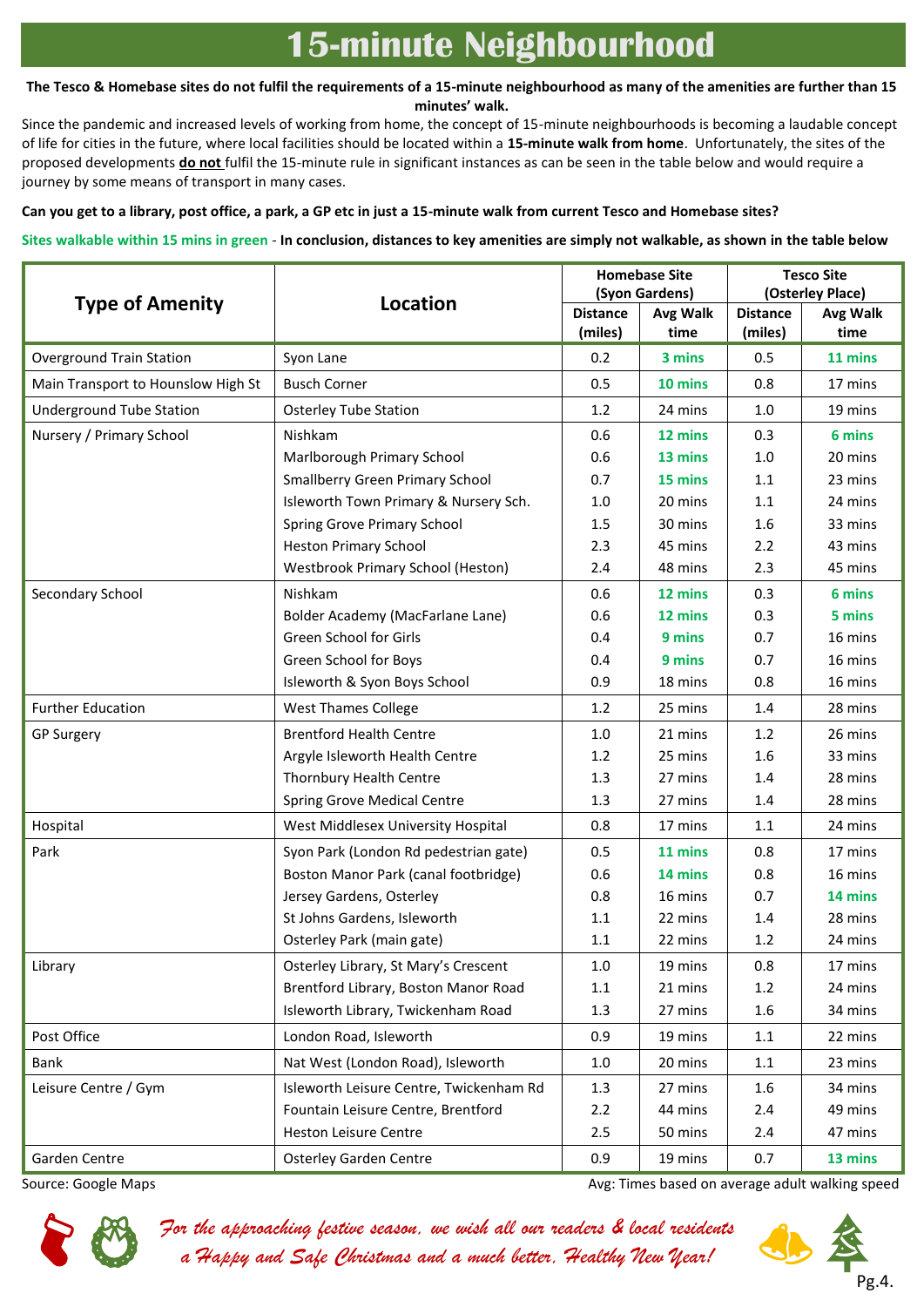# 15-minute Neighbourhood

**The Tesco & Homebase sites do not fulfil the requirements of a 15-minute neighbourhood as many of the amenities are further than 15 minutes' walk.**

Since the pandemic and increased levels of working from home, the concept of 15-minute neighbourhoods is becoming a laudable concept of life for cities in the future, where local facilities should be located within a **15-minute walk from home**. Unfortunately, the sites of the proposed developments **do not** fulfil the 15-minute rule in significant instances as can be seen in the table below and would require a journey by some means of transport in many cases.

**Can you get to a library, post office, a park, a GP etc in just a 15-minute walk from current Tesco and Homebase sites?**

Sites walkable within 15 mins in green - **In conclusion, distances to key amenities are simply not walkable, as shown in the table below**

| Type of Amenity | Location | Homebase Site (Syon Gardens) | | Tesco Site (Osterley Place) | |
|---|---|---|---|---|---|
| | | Distance (miles) | Avg Walk time | Distance (miles) | Avg Walk time |
| Overground Train Station | Syon Lane | 0.2 | **3 mins** | 0.5 | **11 mins** |
| Main Transport to Hounslow High St | Busch Corner | 0.5 | **10 mins** | 0.8 | 17 mins |
| Underground Tube Station | Osterley Tube Station | 1.2 | 24 mins | 1.0 | 19 mins |
| Nursery / Primary School | Nishkam | 0.6 | **12 mins** | 0.3 | **6 mins** |
| | Marlborough Primary School | 0.6 | **13 mins** | 1.0 | 20 mins |
| | Smallberry Green Primary School | 0.7 | **15 mins** | 1.1 | 23 mins |
| | Isleworth Town Primary & Nursery Sch. | 1.0 | 20 mins | 1.1 | 24 mins |
| | Spring Grove Primary School | 1.5 | 30 mins | 1.6 | 33 mins |
| | Heston Primary School | 2.3 | 45 mins | 2.2 | 43 mins |
| | Westbrook Primary School (Heston) | 2.4 | 48 mins | 2.3 | 45 mins |
| Secondary School | Nishkam | 0.6 | **12 mins** | 0.3 | **6 mins** |
| | Bolder Academy (MacFarlane Lane) | 0.6 | **12 mins** | 0.3 | **5 mins** |
| | Green School for Girls | 0.4 | **9 mins** | 0.7 | 16 mins |
| | Green School for Boys | 0.4 | **9 mins** | 0.7 | 16 mins |
| | Isleworth & Syon Boys School | 0.9 | 18 mins | 0.8 | 16 mins |
| Further Education | West Thames College | 1.2 | 25 mins | 1.4 | 28 mins |
| GP Surgery | Brentford Health Centre | 1.0 | 21 mins | 1.2 | 26 mins |
| | Argyle Isleworth Health Centre | 1.2 | 25 mins | 1.6 | 33 mins |
| | Thornbury Health Centre | 1.3 | 27 mins | 1.4 | 28 mins |
| | Spring Grove Medical Centre | 1.3 | 27 mins | 1.4 | 28 mins |
| Hospital | West Middlesex University Hospital | 0.8 | 17 mins | 1.1 | 24 mins |
| Park | Syon Park (London Rd pedestrian gate) | 0.5 | **11 mins** | 0.8 | 17 mins |
| | Boston Manor Park (canal footbridge) | 0.6 | **14 mins** | 0.8 | 16 mins |
| | Jersey Gardens, Osterley | 0.8 | 16 mins | 0.7 | **14 mins** |
| | St Johns Gardens, Isleworth | 1.1 | 22 mins | 1.4 | 28 mins |
| | Osterley Park (main gate) | 1.1 | 22 mins | 1.2 | 24 mins |
| Library | Osterley Library, St Mary's Crescent | 1.0 | 19 mins | 0.8 | 17 mins |
| | Brentford Library, Boston Manor Road | 1.1 | 21 mins | 1.2 | 24 mins |
| | Isleworth Library, Twickenham Road | 1.3 | 27 mins | 1.6 | 34 mins |
| Post Office | London Road, Isleworth | 0.9 | 19 mins | 1.1 | 22 mins |
| Bank | Nat West (London Road), Isleworth | 1.0 | 20 mins | 1.1 | 23 mins |
| Leisure Centre / Gym | Isleworth Leisure Centre, Twickenham Rd | 1.3 | 27 mins | 1.6 | 34 mins |
| | Fountain Leisure Centre, Brentford | 2.2 | 44 mins | 2.4 | 49 mins |
| | Heston Leisure Centre | 2.5 | 50 mins | 2.4 | 47 mins |
| Garden Centre | Osterley Garden Centre | 0.9 | 19 mins | 0.7 | **13 mins** |

Source: Google Maps

Avg: Times based on average adult walking speed

*For the approaching festive season, we wish all our readers & local residents a Happy and Safe Christmas and a much better, Healthy New Year!*